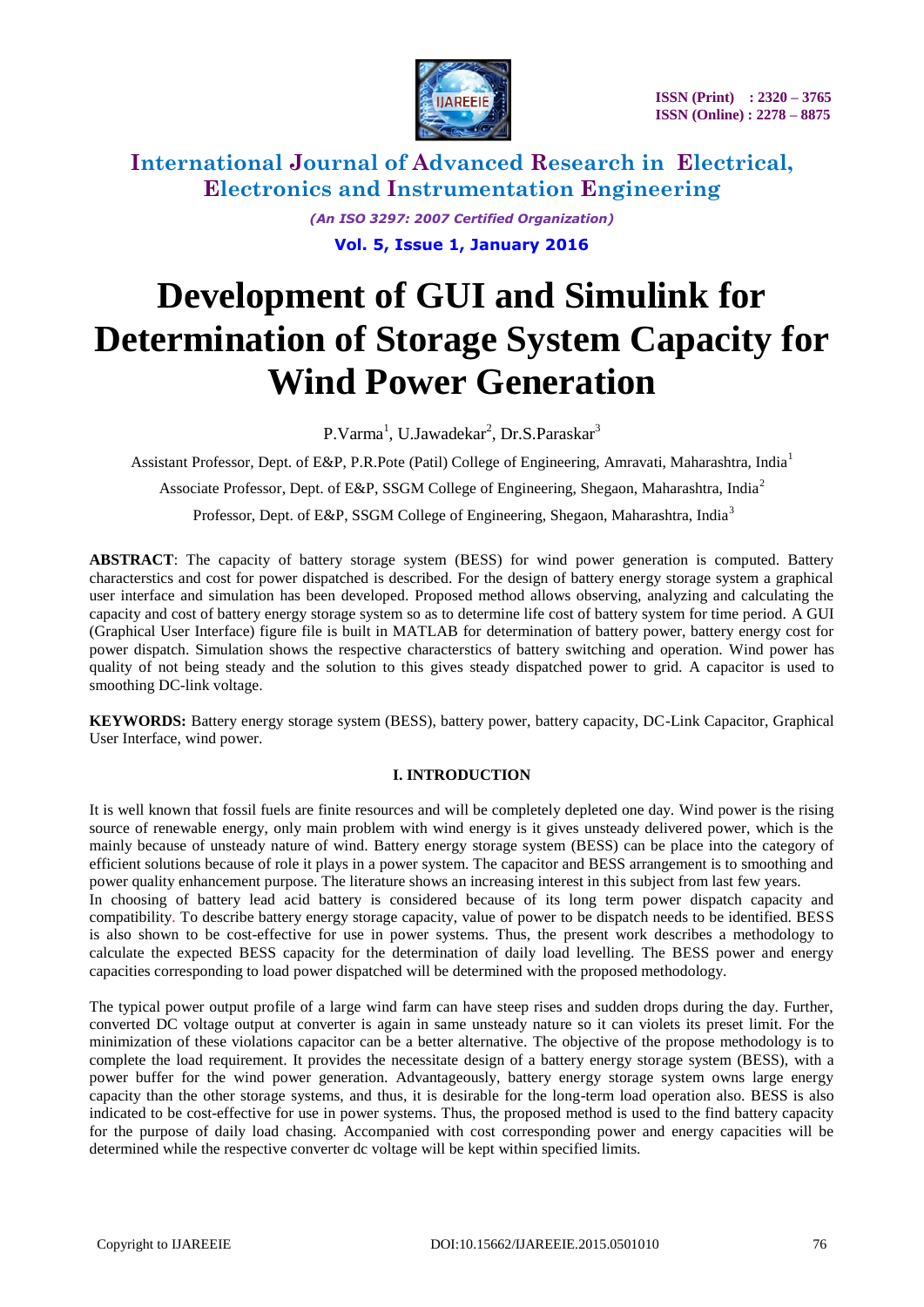# Development of GUI and Simulink for Determination of Storage System Capacity for Wind Power Generation

P.Varma[1], U.Jawadekar[2], Dr.S.Paraskar[3]

Assistant Professor, Dept. of E&P, P.R.Pote (Patil) College of Engineering, Amravati, Maharashtra, India[1]

Associate Professor, Dept. of E&P, SSGM College of Engineering, Shegaon, Maharashtra, India[2]

Professor, Dept. of E&P, SSGM College of Engineering, Shegaon, Maharashtra, India[3]

**ABSTRACT**: The capacity of battery storage system (BESS) for wind power generation is computed. Battery characterstics and cost for power dispatched is described. For the design of battery energy storage system a graphical user interface and simulation has been developed. Proposed method allows observing, analyzing and calculating the capacity and cost of battery energy storage system so as to determine life cost of battery system for time period. A GUI (Graphical User Interface) figure file is built in MATLAB for determination of battery power, battery energy cost for power dispatch. Simulation shows the respective characterstics of battery switching and operation. Wind power has quality of not being steady and the solution to this gives steady dispatched power to grid. A capacitor is used to smoothing DC-link voltage.

**KEYWORDS:** Battery energy storage system (BESS), battery power, battery capacity, DC-Link Capacitor, Graphical User Interface, wind power.

## I. INTRODUCTION

It is well known that fossil fuels are finite resources and will be completely depleted one day. Wind power is the rising source of renewable energy, only main problem with wind energy is it gives unsteady delivered power, which is the mainly because of unsteady nature of wind. Battery energy storage system (BESS) can be place into the category of efficient solutions because of role it plays in a power system. The capacitor and BESS arrangement is to smoothing and power quality enhancement purpose. The literature shows an increasing interest in this subject from last few years.
In choosing of battery lead acid battery is considered because of its long term power dispatch capacity and compatibility. To describe battery energy storage capacity, value of power to be dispatch needs to be identified. BESS is also shown to be cost-effective for use in power systems. Thus, the present work describes a methodology to calculate the expected BESS capacity for the determination of daily load levelling. The BESS power and energy capacities corresponding to load power dispatched will be determined with the proposed methodology.

The typical power output profile of a large wind farm can have steep rises and sudden drops during the day. Further, converted DC voltage output at converter is again in same unsteady nature so it can violets its preset limit. For the minimization of these violations capacitor can be a better alternative. The objective of the propose methodology is to complete the load requirement. It provides the necessitate design of a battery energy storage system (BESS), with a power buffer for the wind power generation. Advantageously, battery energy storage system owns large energy capacity than the other storage systems, and thus, it is desirable for the long-term load operation also. BESS is also indicated to be cost-effective for use in power systems. Thus, the proposed method is used to the find battery capacity for the purpose of daily load chasing. Accompanied with cost corresponding power and energy capacities will be determined while the respective converter dc voltage will be kept within specified limits.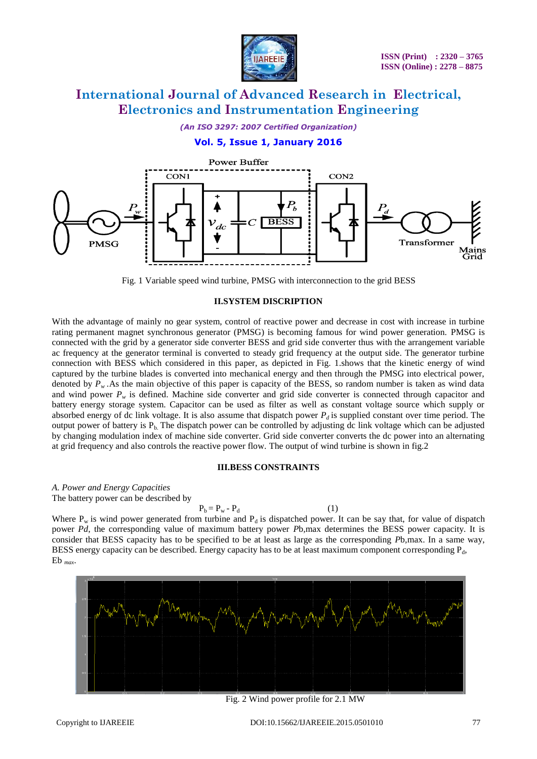Fig. 1 Variable speed wind turbine, PMSG with interconnection to the grid BESS

## II.SYSTEM DISCRIPTION

With the advantage of mainly no gear system, control of reactive power and decrease in cost with increase in turbine rating permanent magnet synchronous generator (PMSG) is becoming famous for wind power generation. PMSG is connected with the grid by a generator side converter BESS and grid side converter thus with the arrangement variable ac frequency at the generator terminal is converted to steady grid frequency at the output side. The generator turbine connection with BESS which considered in this paper, as depicted in Fig. 1.shows that the kinetic energy of wind captured by the turbine blades is converted into mechanical energy and then through the PMSG into electrical power, denoted by $P_w$ .As the main objective of this paper is capacity of the BESS, so random number is taken as wind data and wind power $P_w$ is defined. Machine side converter and grid side converter is connected through capacitor and battery energy storage system. Capacitor can be used as filter as well as constant voltage source which supply or absorbed energy of dc link voltage. It is also assume that dispatch power $P_d$ is supplied constant over time period. The output power of battery is $P_b$. The dispatch power can be controlled by adjusting dc link voltage which can be adjusted by changing modulation index of machine side converter. Grid side converter converts the dc power into an alternating at grid frequency and also controls the reactive power flow. The output of wind turbine is shown in fig.2

## III.BESS CONSTRAINTS

*A. Power and Energy Capacities*

The battery power can be described by

$$P_b = P_w - P_d \tag{1}$$

Where $P_w$ is wind power generated from turbine and $P_d$ is dispatched power. It can be say that, for value of dispatch power $Pd$, the corresponding value of maximum battery power $Pb,max$ determines the BESS power capacity. It is consider that BESS capacity has to be specified to be at least as large as the corresponding $Pb,max$. In a same way, BESS energy capacity can be described. Energy capacity has to be at least maximum component corresponding $P_d$, $Eb_{max}$.

Fig. 2 Wind power profile for 2.1 MW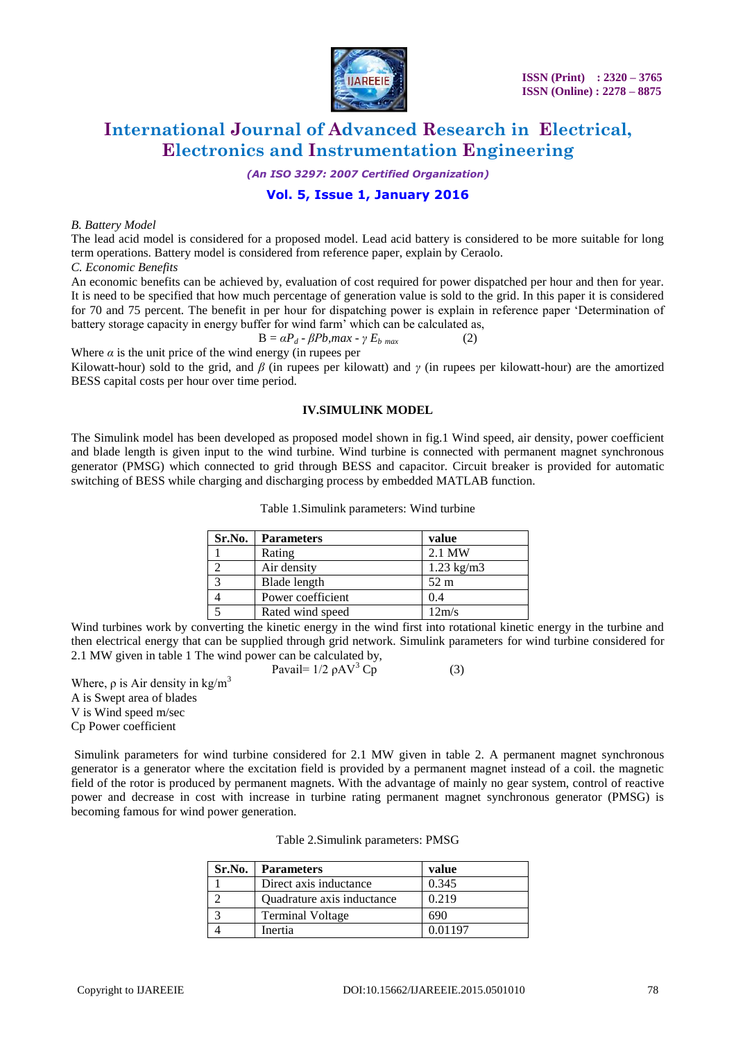*B. Battery Model*

The lead acid model is considered for a proposed model. Lead acid battery is considered to be more suitable for long term operations. Battery model is considered from reference paper, explain by Ceraolo.

*C. Economic Benefits*

An economic benefits can be achieved by, evaluation of cost required for power dispatched per hour and then for year. It is need to be specified that how much percentage of generation value is sold to the grid. In this paper it is considered for 70 and 75 percent. The benefit in per hour for dispatching power is explain in reference paper 'Determination of battery storage capacity in energy buffer for wind farm' which can be calculated as,

$$B = \alpha P_d - \beta Pb{,}max - \gamma E_{b\ max} \quad (2)$$

Where $\alpha$ is the unit price of the wind energy (in rupees per Kilowatt-hour) sold to the grid, and $\beta$ (in rupees per kilowatt) and $\gamma$ (in rupees per kilowatt-hour) are the amortized BESS capital costs per hour over time period.

## IV.SIMULINK MODEL

The Simulink model has been developed as proposed model shown in fig.1 Wind speed, air density, power coefficient and blade length is given input to the wind turbine. Wind turbine is connected with permanent magnet synchronous generator (PMSG) which connected to grid through BESS and capacitor. Circuit breaker is provided for automatic switching of BESS while charging and discharging process by embedded MATLAB function.

Table 1.Simulink parameters: Wind turbine

| Sr.No. | Parameters | value |
|---|---|---|
| 1 | Rating | 2.1 MW |
| 2 | Air density | 1.23 kg/m3 |
| 3 | Blade length | 52 m |
| 4 | Power coefficient | 0.4 |
| 5 | Rated wind speed | 12m/s |

Wind turbines work by converting the kinetic energy in the wind first into rotational kinetic energy in the turbine and then electrical energy that can be supplied through grid network. Simulink parameters for wind turbine considered for 2.1 MW given in table 1 The wind power can be calculated by,

$$P_{avail} = 1/2\ \rho A V^3\ C_p \quad (3)$$

Where, $\rho$ is Air density in kg/m$^3$

A is Swept area of blades

V is Wind speed m/sec

Cp Power coefficient

Simulink parameters for wind turbine considered for 2.1 MW given in table 2. A permanent magnet synchronous generator is a generator where the excitation field is provided by a permanent magnet instead of a coil. the magnetic field of the rotor is produced by permanent magnets. With the advantage of mainly no gear system, control of reactive power and decrease in cost with increase in turbine rating permanent magnet synchronous generator (PMSG) is becoming famous for wind power generation.

Table 2.Simulink parameters: PMSG

| Sr.No. | Parameters | value |
|---|---|---|
| 1 | Direct axis inductance | 0.345 |
| 2 | Quadrature axis inductance | 0.219 |
| 3 | Terminal Voltage | 690 |
| 4 | Inertia | 0.01197 |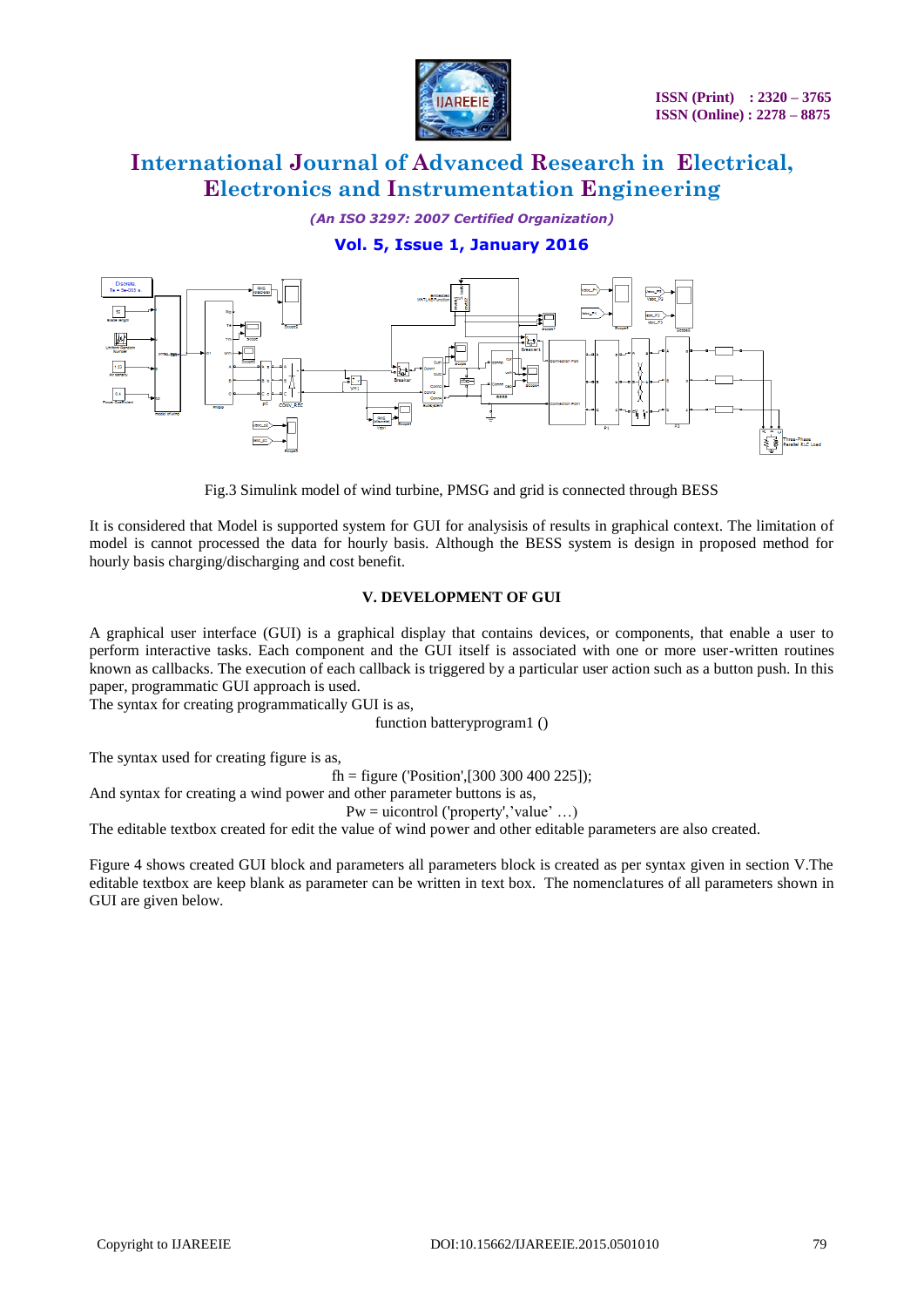Fig.3 Simulink model of wind turbine, PMSG and grid is connected through BESS

It is considered that Model is supported system for GUI for analysisis of results in graphical context. The limitation of model is cannot processed the data for hourly basis. Although the BESS system is design in proposed method for hourly basis charging/discharging and cost benefit.

## V. DEVELOPMENT OF GUI

A graphical user interface (GUI) is a graphical display that contains devices, or components, that enable a user to perform interactive tasks. Each component and the GUI itself is associated with one or more user-written routines known as callbacks. The execution of each callback is triggered by a particular user action such as a button push. In this paper, programmatic GUI approach is used.

The syntax for creating programmatically GUI is as,

```
function batteryprogram1 ()
```

The syntax used for creating figure is as,

```
fh = figure ('Position',[300 300 400 225]);
```

And syntax for creating a wind power and other parameter buttons is as,

```
Pw = uicontrol ('property','value' …)
```

The editable textbox created for edit the value of wind power and other editable parameters are also created.

Figure 4 shows created GUI block and parameters all parameters block is created as per syntax given in section V.The editable textbox are keep blank as parameter can be written in text box. The nomenclatures of all parameters shown in GUI are given below.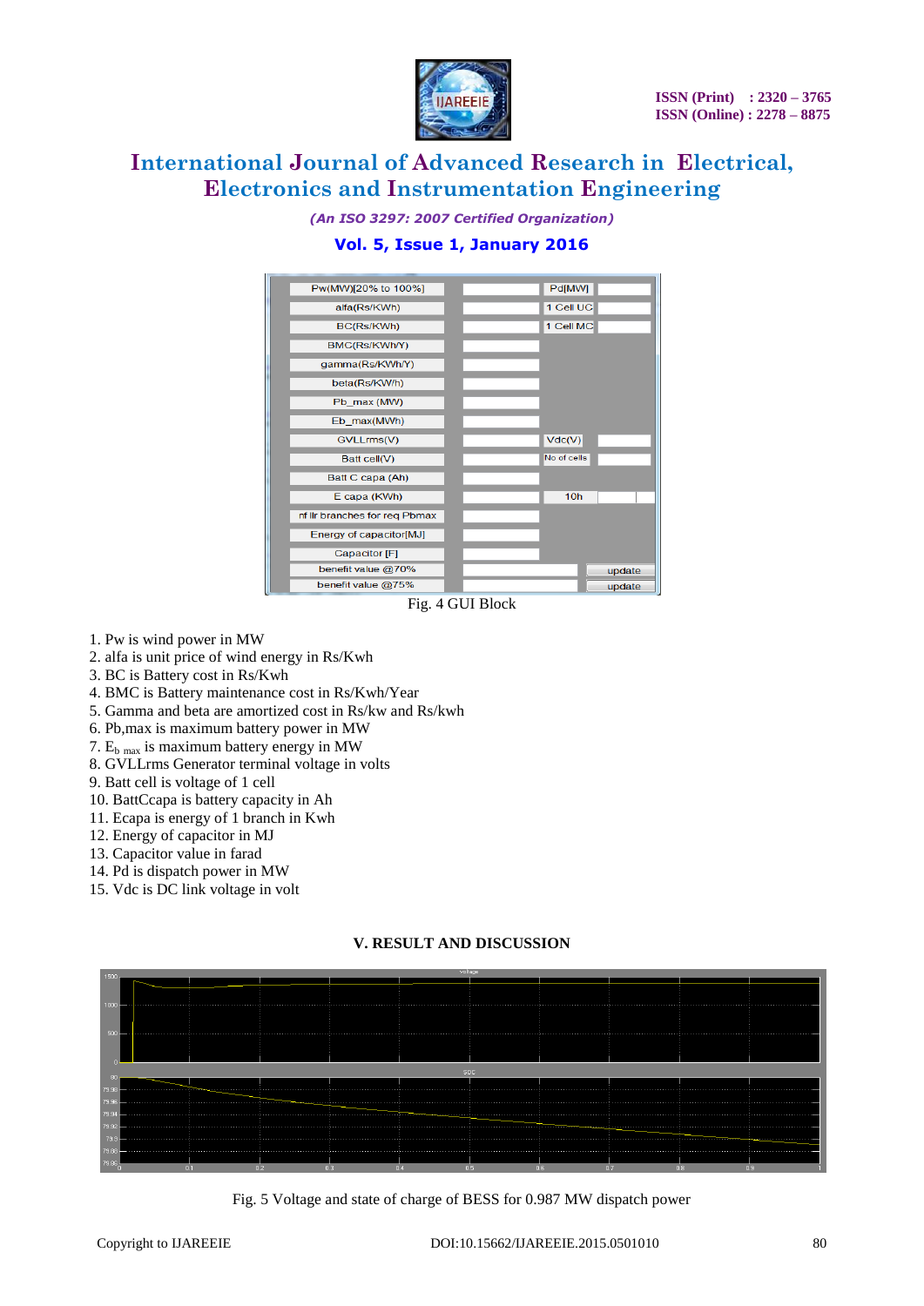Fig. 4 GUI Block

1. Pw is wind power in MW
2. alfa is unit price of wind energy in Rs/Kwh
3. BC is Battery cost in Rs/Kwh
4. BMC is Battery maintenance cost in Rs/Kwh/Year
5. Gamma and beta are amortized cost in Rs/kw and Rs/kwh
6. Pb,max is maximum battery power in MW
7. $E_{b\ max}$ is maximum battery energy in MW
8. GVLLrms Generator terminal voltage in volts
9. Batt cell is voltage of 1 cell
10. BattCcapa is battery capacity in Ah
11. Ecapa is energy of 1 branch in Kwh
12. Energy of capacitor in MJ
13. Capacitor value in farad
14. Pd is dispatch power in MW
15. Vdc is DC link voltage in volt

## V. RESULT AND DISCUSSION

Fig. 5 Voltage and state of charge of BESS for 0.987 MW dispatch power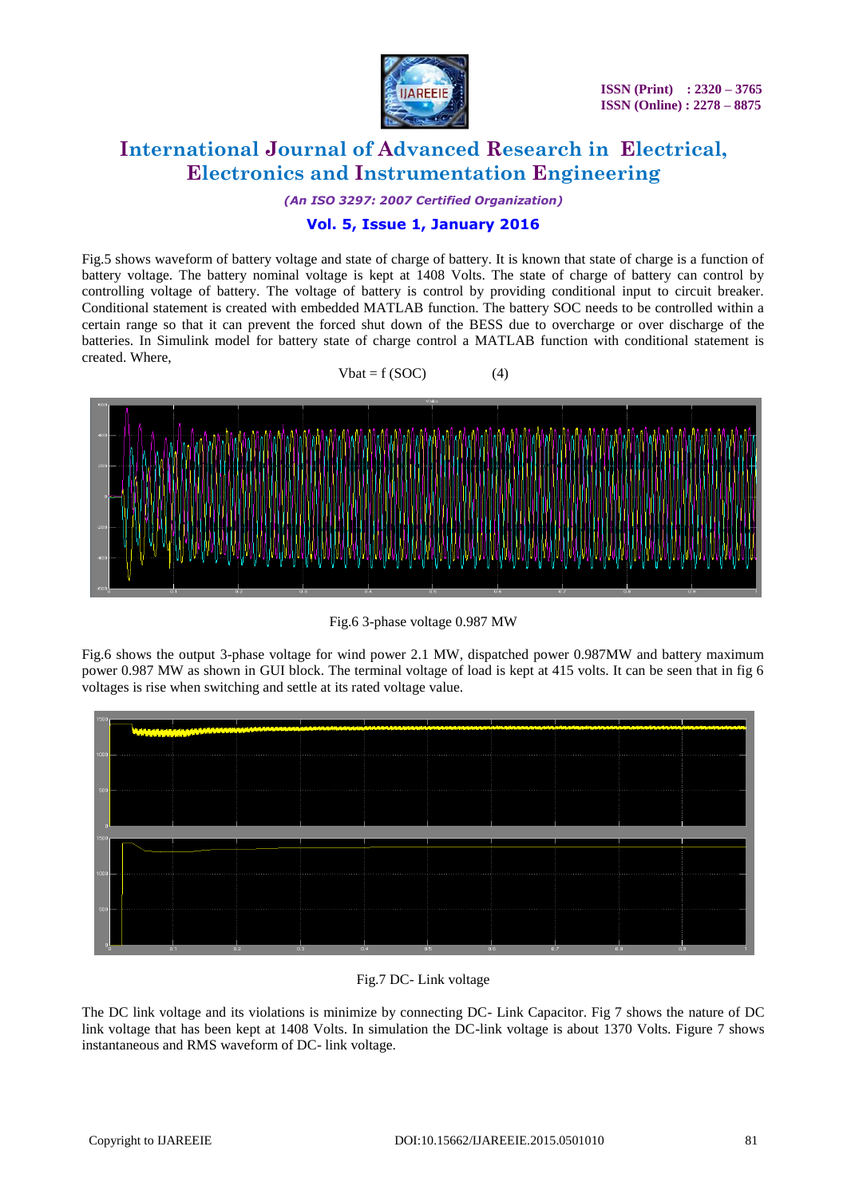Fig.5 shows waveform of battery voltage and state of charge of battery. It is known that state of charge is a function of battery voltage. The battery nominal voltage is kept at 1408 Volts. The state of charge of battery can control by controlling voltage of battery. The voltage of battery is control by providing conditional input to circuit breaker. Conditional statement is created with embedded MATLAB function. The battery SOC needs to be controlled within a certain range so that it can prevent the forced shut down of the BESS due to overcharge or over discharge of the batteries. In Simulink model for battery state of charge control a MATLAB function with conditional statement is created. Where,

$$V_{bat} = f(SOC) \qquad (4)$$

Fig.6 3-phase voltage 0.987 MW

Fig.6 shows the output 3-phase voltage for wind power 2.1 MW, dispatched power 0.987MW and battery maximum power 0.987 MW as shown in GUI block. The terminal voltage of load is kept at 415 volts. It can be seen that in fig 6 voltages is rise when switching and settle at its rated voltage value.

Fig.7 DC- Link voltage

The DC link voltage and its violations is minimize by connecting DC- Link Capacitor. Fig 7 shows the nature of DC link voltage that has been kept at 1408 Volts. In simulation the DC-link voltage is about 1370 Volts. Figure 7 shows instantaneous and RMS waveform of DC- link voltage.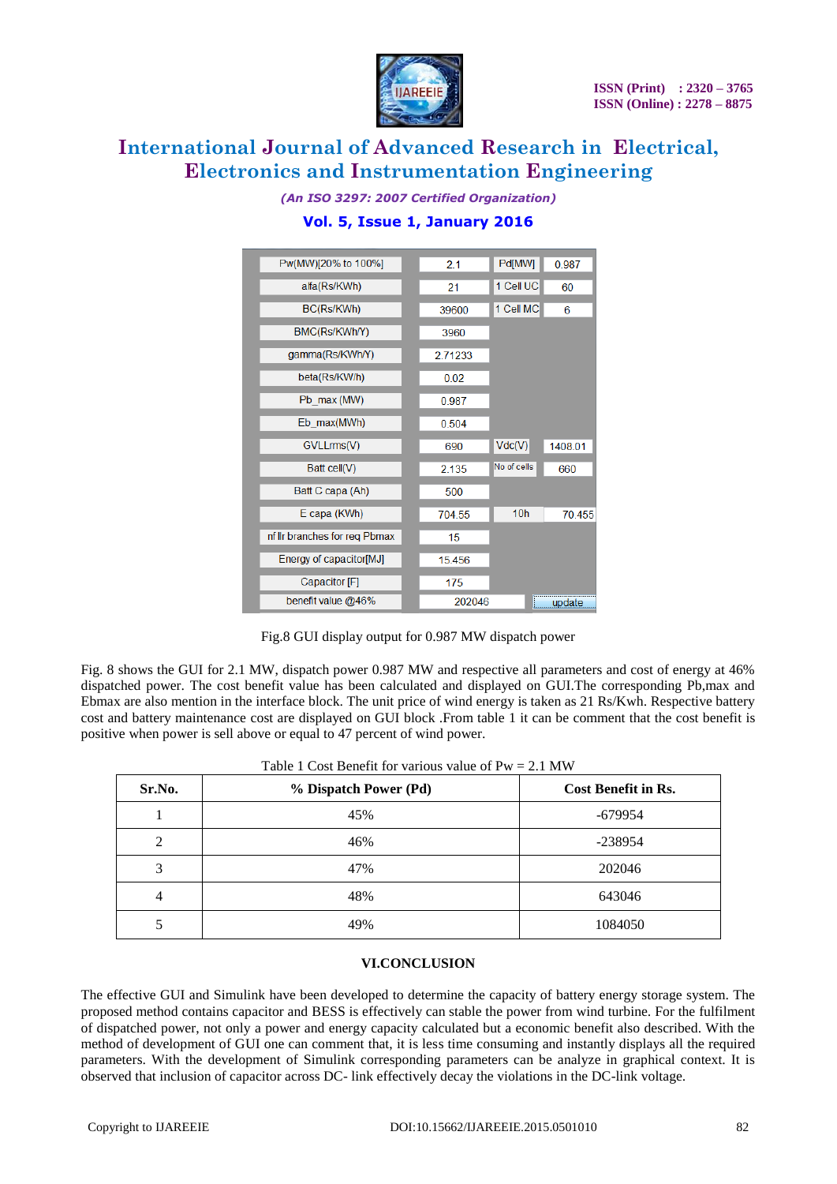| Pw(MW)[20% to 100%] | 2.1 | Pd[MW] | 0.987 |
|---|---|---|---|
| alfa(Rs/KWh) | 21 | 1 Cell UC | 60 |
| BC(Rs/KWh) | 39600 | 1 Cell MC | 6 |
| BMC(Rs/KWh/Y) | 3960 | | |
| gamma(Rs/KWh/Y) | 2.71233 | | |
| beta(Rs/KW/h) | 0.02 | | |
| Pb_max (MW) | 0.987 | | |
| Eb_max(MWh) | 0.504 | | |
| GVLLrms(V) | 690 | Vdc(V) | 1408.01 |
| Batt cell(V) | 2.135 | No of cells | 660 |
| Batt C capa (Ah) | 500 | | |
| E capa (KWh) | 704.55 | 10h | 70.455 |
| nf llr branches for req Pbmax | 15 | | |
| Energy of capacitor[MJ] | 15.456 | | |
| Capacitor [F] | 175 | | |
| benefit value @46% | 202046 | update | |

Fig.8 GUI display output for 0.987 MW dispatch power

Fig. 8 shows the GUI for 2.1 MW, dispatch power 0.987 MW and respective all parameters and cost of energy at 46% dispatched power. The cost benefit value has been calculated and displayed on GUI.The corresponding Pb,max and Ebmax are also mention in the interface block. The unit price of wind energy is taken as 21 Rs/Kwh. Respective battery cost and battery maintenance cost are displayed on GUI block .From table 1 it can be comment that the cost benefit is positive when power is sell above or equal to 47 percent of wind power.

Table 1 Cost Benefit for various value of Pw = 2.1 MW

| Sr.No. | % Dispatch Power (Pd) | Cost Benefit in Rs. |
|---|---|---|
| 1 | 45% | -679954 |
| 2 | 46% | -238954 |
| 3 | 47% | 202046 |
| 4 | 48% | 643046 |
| 5 | 49% | 1084050 |

## VI.CONCLUSION

The effective GUI and Simulink have been developed to determine the capacity of battery energy storage system. The proposed method contains capacitor and BESS is effectively can stable the power from wind turbine. For the fulfilment of dispatched power, not only a power and energy capacity calculated but a economic benefit also described. With the method of development of GUI one can comment that, it is less time consuming and instantly displays all the required parameters. With the development of Simulink corresponding parameters can be analyze in graphical context. It is observed that inclusion of capacitor across DC- link effectively decay the violations in the DC-link voltage.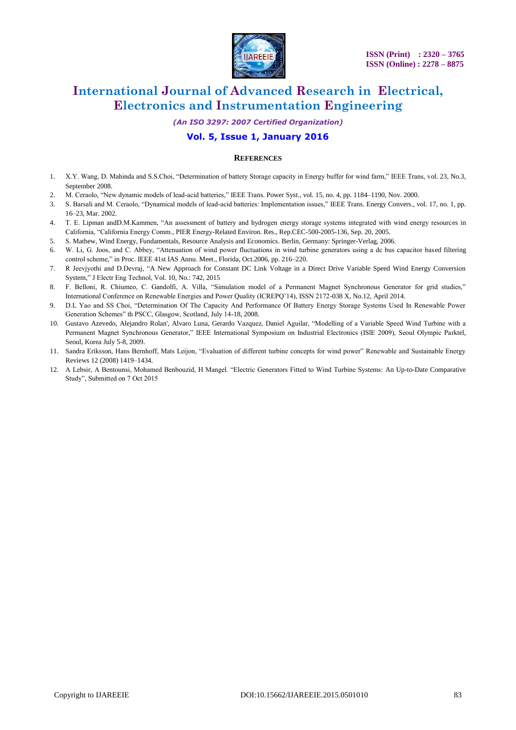## REFERENCES

1. X.Y. Wang, D. Mahinda and S.S.Choi, "Determination of battery Storage capacity in Energy buffer for wind farm," IEEE Trans, vol. 23, No.3, September 2008.
2. M. Ceraolo, "New dynamic models of lead-acid batteries," IEEE Trans. Power Syst., vol. 15, no. 4, pp. 1184–1190, Nov. 2000.
3. S. Barsali and M. Ceraolo, "Dynamical models of lead-acid batteries: Implementation issues," IEEE Trans. Energy Convers., vol. 17, no. 1, pp. 16–23, Mar. 2002.
4. T. E. Lipman andD.M.Kammen, "An assessment of battery and hydrogen energy storage systems integrated with wind energy resources in California, "California Energy Comm., PIER Energy-Related Environ. Res., Rep.CEC-500-2005-136, Sep. 20, 2005.
5. S. Mathew, Wind Energy, Fundamentals, Resource Analysis and Economics. Berlin, Germany: Springer-Verlag, 2006.
6. W. Li, G. Joos, and C. Abbey, "Attenuation of wind power fluctuations in wind turbine generators using a dc bus capacitor based filtering control scheme," in Proc. IEEE 41st IAS Annu. Meet., Florida, Oct.2006, pp. 216–220.
7. R Jeevjyothi and D.Devraj, "A New Approach for Constant DC Link Voltage in a Direct Drive Variable Speed Wind Energy Conversion System," J Electr Eng Technol, Vol. 10, No.: 742, 2015
8. F. Belloni, R. Chiumeo, C. Gandolfi, A. Villa, "Simulation model of a Permanent Magnet Synchronous Generator for grid studies," International Conference on Renewable Energies and Power Quality (ICREPQ'14), ISSN 2172-038 X, No.12, April 2014.
9. D.L Yao and SS Choi, "Determination Of The Capacity And Performance Of Battery Energy Storage Systems Used In Renewable Power Generation Schemes" th PSCC, Glasgow, Scotland, July 14-18, 2008.
10. Gustavo Azevedo, Alejandro Rolan', Alvaro Luna, Gerardo Vazquez, Daniel Aguilar, "Modelling of a Variable Speed Wind Turbine with a Permanent Magnet Synchronous Generator," IEEE International Symposium on Industrial Electronics (ISIE 2009), Seoul Olympic Parktel, Seoul, Korea July 5-8, 2009.
11. Sandra Eriksson, Hans Bernhoff, Mats Leijon, "Evaluation of different turbine concepts for wind power" Renewable and Sustainable Energy Reviews 12 (2008) 1419–1434.
12. A Lebsir, A Bentounsi, Mohamed Benbouzid, H Mangel. "Electric Generators Fitted to Wind Turbine Systems: An Up-to-Date Comparative Study", Submitted on 7 Oct 2015